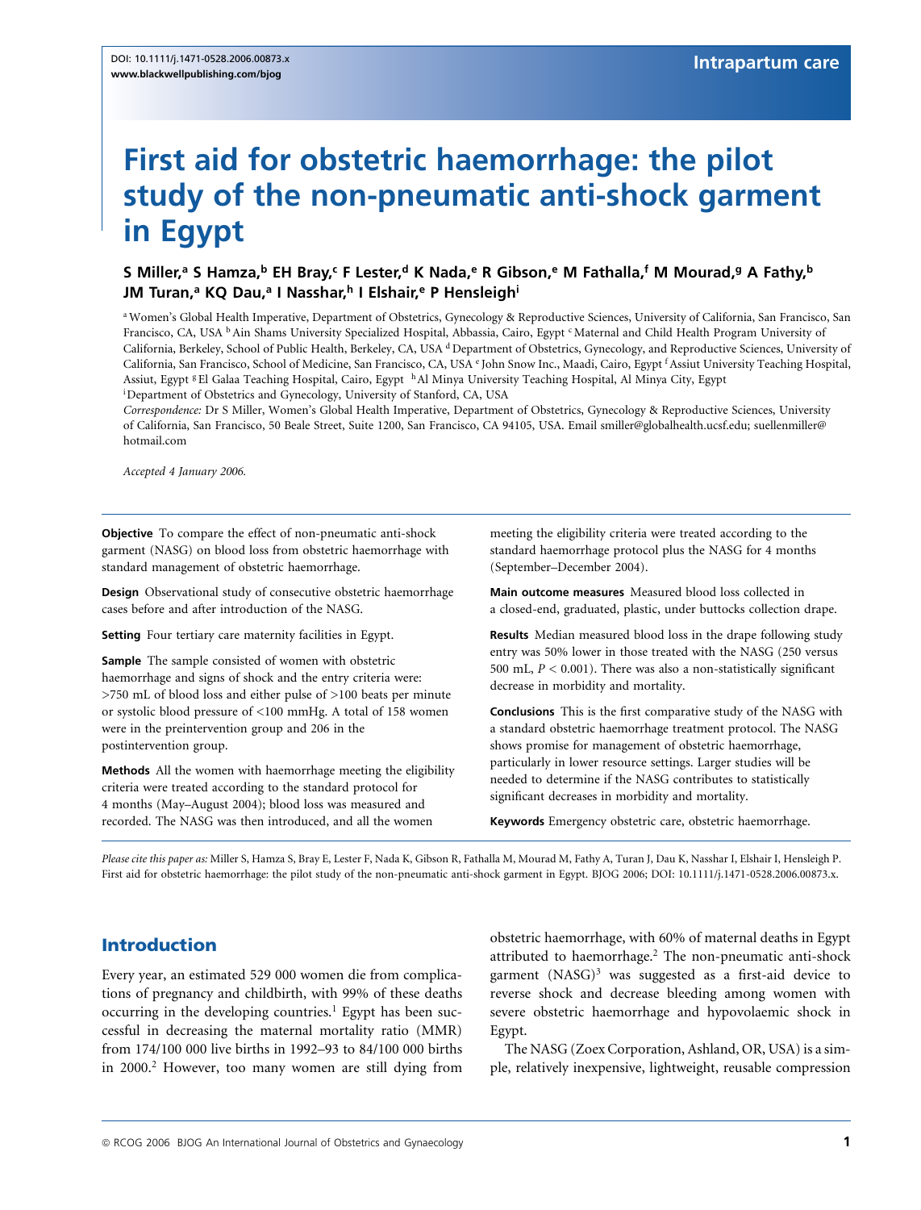DOI: 10.1111/j.1471-0528.2006.00873.x
www.blackwellpublishing.com/bjog

Intrapartum care

# First aid for obstetric haemorrhage: the pilot study of the non-pneumatic anti-shock garment in Egypt

**S Miller,[a] S Hamza,[b] EH Bray,[c] F Lester,[d] K Nada,[e] R Gibson,[e] M Fathalla,[f] M Mourad,[g] A Fathy,[b] JM Turan,[a] KQ Dau,[a] I Nasshar,[h] I Elshair,[e] P Hensleigh[i]**

[a] Women's Global Health Imperative, Department of Obstetrics, Gynecology & Reproductive Sciences, University of California, San Francisco, San Francisco, CA, USA [b] Ain Shams University Specialized Hospital, Abbassia, Cairo, Egypt [c] Maternal and Child Health Program University of California, Berkeley, School of Public Health, Berkeley, CA, USA [d] Department of Obstetrics, Gynecology, and Reproductive Sciences, University of California, San Francisco, School of Medicine, San Francisco, CA, USA [e] John Snow Inc., Maadi, Cairo, Egypt [f] Assiut University Teaching Hospital, Assiut, Egypt [g] El Galaa Teaching Hospital, Cairo, Egypt [h] Al Minya University Teaching Hospital, Al Minya City, Egypt
[i] Department of Obstetrics and Gynecology, University of Stanford, CA, USA

*Correspondence:* Dr S Miller, Women's Global Health Imperative, Department of Obstetrics, Gynecology & Reproductive Sciences, University of California, San Francisco, 50 Beale Street, Suite 1200, San Francisco, CA 94105, USA. Email smiller@globalhealth.ucsf.edu; suellenmiller@hotmail.com

*Accepted 4 January 2006.*

**Objective** To compare the effect of non-pneumatic anti-shock garment (NASG) on blood loss from obstetric haemorrhage with standard management of obstetric haemorrhage.

**Design** Observational study of consecutive obstetric haemorrhage cases before and after introduction of the NASG.

**Setting** Four tertiary care maternity facilities in Egypt.

**Sample** The sample consisted of women with obstetric haemorrhage and signs of shock and the entry criteria were: >750 mL of blood loss and either pulse of >100 beats per minute or systolic blood pressure of <100 mmHg. A total of 158 women were in the preintervention group and 206 in the postintervention group.

**Methods** All the women with haemorrhage meeting the eligibility criteria were treated according to the standard protocol for 4 months (May–August 2004); blood loss was measured and recorded. The NASG was then introduced, and all the women meeting the eligibility criteria were treated according to the standard haemorrhage protocol plus the NASG for 4 months (September–December 2004).

**Main outcome measures** Measured blood loss collected in a closed-end, graduated, plastic, under buttocks collection drape.

**Results** Median measured blood loss in the drape following study entry was 50% lower in those treated with the NASG (250 versus 500 mL, $P < 0.001$). There was also a non-statistically significant decrease in morbidity and mortality.

**Conclusions** This is the first comparative study of the NASG with a standard obstetric haemorrhage treatment protocol. The NASG shows promise for management of obstetric haemorrhage, particularly in lower resource settings. Larger studies will be needed to determine if the NASG contributes to statistically significant decreases in morbidity and mortality.

**Keywords** Emergency obstetric care, obstetric haemorrhage.

*Please cite this paper as:* Miller S, Hamza S, Bray E, Lester F, Nada K, Gibson R, Fathalla M, Mourad M, Fathy A, Turan J, Dau K, Nasshar I, Elshair I, Hensleigh P. First aid for obstetric haemorrhage: the pilot study of the non-pneumatic anti-shock garment in Egypt. BJOG 2006; DOI: 10.1111/j.1471-0528.2006.00873.x.

## Introduction

Every year, an estimated 529 000 women die from complications of pregnancy and childbirth, with 99% of these deaths occurring in the developing countries.[1] Egypt has been successful in decreasing the maternal mortality ratio (MMR) from 174/100 000 live births in 1992–93 to 84/100 000 births in 2000.[2] However, too many women are still dying from obstetric haemorrhage, with 60% of maternal deaths in Egypt attributed to haemorrhage.[2] The non-pneumatic anti-shock garment (NASG)[3] was suggested as a first-aid device to reverse shock and decrease bleeding among women with severe obstetric haemorrhage and hypovolaemic shock in Egypt.

The NASG (Zoex Corporation, Ashland, OR, USA) is a simple, relatively inexpensive, lightweight, reusable compression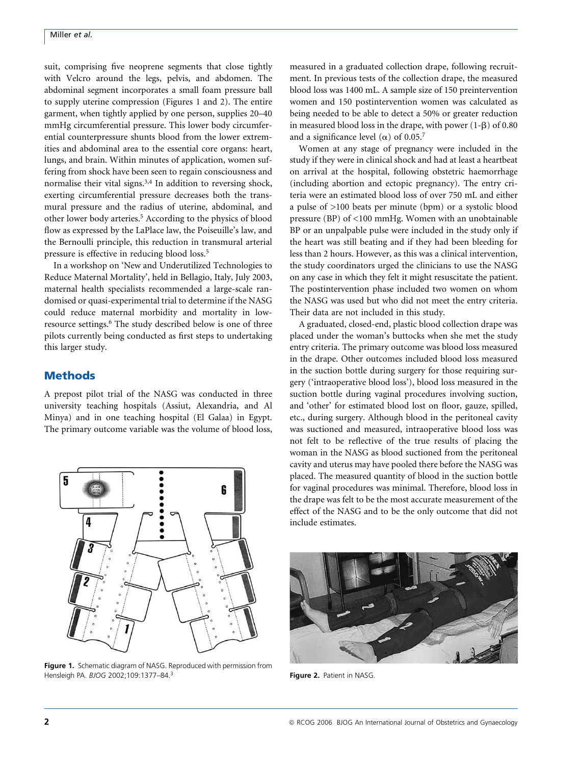suit, comprising five neoprene segments that close tightly with Velcro around the legs, pelvis, and abdomen. The abdominal segment incorporates a small foam pressure ball to supply uterine compression (Figures 1 and 2). The entire garment, when tightly applied by one person, supplies 20–40 mmHg circumferential pressure. This lower body circumferential counterpressure shunts blood from the lower extremities and abdominal area to the essential core organs: heart, lungs, and brain. Within minutes of application, women suffering from shock have been seen to regain consciousness and normalise their vital signs.[3,4] In addition to reversing shock, exerting circumferential pressure decreases both the transmural pressure and the radius of uterine, abdominal, and other lower body arteries.[5] According to the physics of blood flow as expressed by the LaPlace law, the Poiseuille's law, and the Bernoulli principle, this reduction in transmural arterial pressure is effective in reducing blood loss.[5]

In a workshop on 'New and Underutilized Technologies to Reduce Maternal Mortality', held in Bellagio, Italy, July 2003, maternal health specialists recommended a large-scale randomised or quasi-experimental trial to determine if the NASG could reduce maternal morbidity and mortality in low-resource settings.[6] The study described below is one of three pilots currently being conducted as first steps to undertaking this larger study.

## Methods

A prepost pilot trial of the NASG was conducted in three university teaching hospitals (Assiut, Alexandria, and Al Minya) and in one teaching hospital (El Galaa) in Egypt. The primary outcome variable was the volume of blood loss, measured in a graduated collection drape, following recruitment. In previous tests of the collection drape, the measured blood loss was 1400 mL. A sample size of 150 preintervention women and 150 postintervention women was calculated as being needed to be able to detect a 50% or greater reduction in measured blood loss in the drape, with power ($1-\beta$) of 0.80 and a significance level ($\alpha$) of 0.05.[7]

Women at any stage of pregnancy were included in the study if they were in clinical shock and had at least a heartbeat on arrival at the hospital, following obstetric haemorrhage (including abortion and ectopic pregnancy). The entry criteria were an estimated blood loss of over 750 mL and either a pulse of >100 beats per minute (bpm) or a systolic blood pressure (BP) of <100 mmHg. Women with an unobtainable BP or an unpalpable pulse were included in the study only if the heart was still beating and if they had been bleeding for less than 2 hours. However, as this was a clinical intervention, the study coordinators urged the clinicians to use the NASG on any case in which they felt it might resuscitate the patient. The postintervention phase included two women on whom the NASG was used but who did not meet the entry criteria. Their data are not included in this study.

A graduated, closed-end, plastic blood collection drape was placed under the woman's buttocks when she met the study entry criteria. The primary outcome was blood loss measured in the drape. Other outcomes included blood loss measured in the suction bottle during surgery for those requiring surgery ('intraoperative blood loss'), blood loss measured in the suction bottle during vaginal procedures involving suction, and 'other' for estimated blood lost on floor, gauze, spilled, etc., during surgery. Although blood in the peritoneal cavity was suctioned and measured, intraoperative blood loss was not felt to be reflective of the true results of placing the woman in the NASG as blood suctioned from the peritoneal cavity and uterus may have pooled there before the NASG was placed. The measured quantity of blood in the suction bottle for vaginal procedures was minimal. Therefore, blood loss in the drape was felt to be the most accurate measurement of the effect of the NASG and to be the only outcome that did not include estimates.

**Figure 1.** Schematic diagram of NASG. Reproduced with permission from Hensleigh PA. *BJOG* 2002;109:1377–84.[3]

**Figure 2.** Patient in NASG.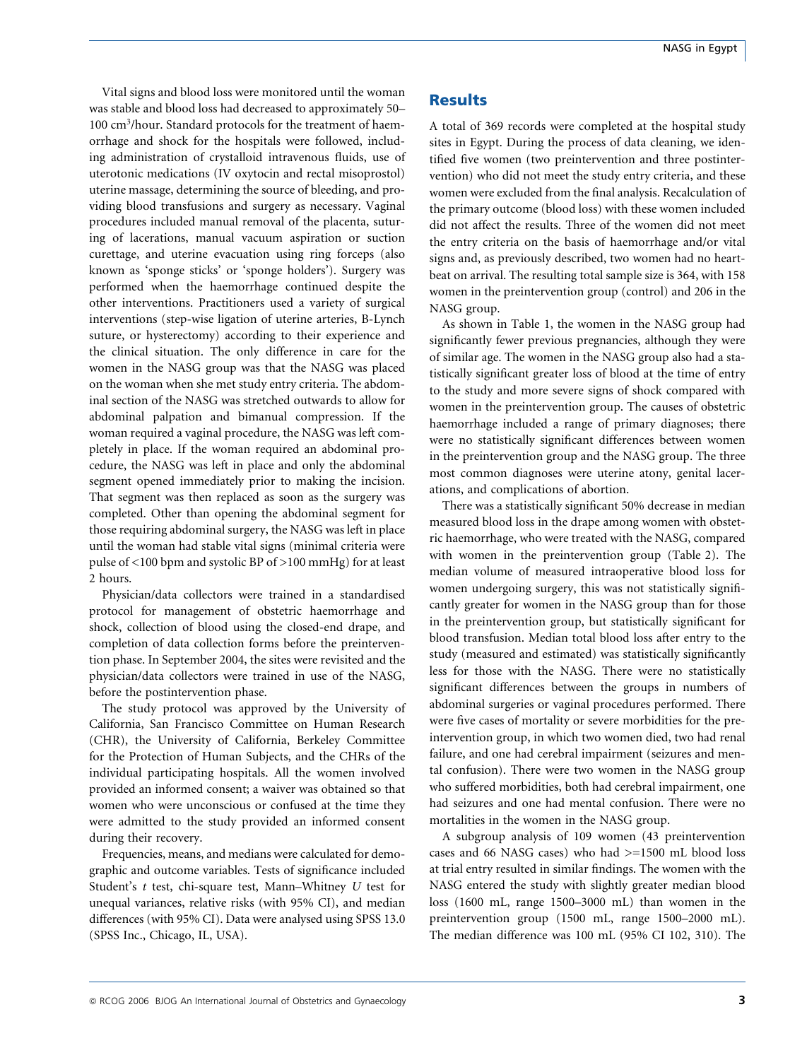Vital signs and blood loss were monitored until the woman was stable and blood loss had decreased to approximately 50–100 cm$^3$/hour. Standard protocols for the treatment of haemorrhage and shock for the hospitals were followed, including administration of crystalloid intravenous fluids, use of uterotonic medications (IV oxytocin and rectal misoprostol) uterine massage, determining the source of bleeding, and providing blood transfusions and surgery as necessary. Vaginal procedures included manual removal of the placenta, suturing of lacerations, manual vacuum aspiration or suction curettage, and uterine evacuation using ring forceps (also known as 'sponge sticks' or 'sponge holders'). Surgery was performed when the haemorrhage continued despite the other interventions. Practitioners used a variety of surgical interventions (step-wise ligation of uterine arteries, B-Lynch suture, or hysterectomy) according to their experience and the clinical situation. The only difference in care for the women in the NASG group was that the NASG was placed on the woman when she met study entry criteria. The abdominal section of the NASG was stretched outwards to allow for abdominal palpation and bimanual compression. If the woman required a vaginal procedure, the NASG was left completely in place. If the woman required an abdominal procedure, the NASG was left in place and only the abdominal segment opened immediately prior to making the incision. That segment was then replaced as soon as the surgery was completed. Other than opening the abdominal segment for those requiring abdominal surgery, the NASG was left in place until the woman had stable vital signs (minimal criteria were pulse of <100 bpm and systolic BP of >100 mmHg) for at least 2 hours.

Physician/data collectors were trained in a standardised protocol for management of obstetric haemorrhage and shock, collection of blood using the closed-end drape, and completion of data collection forms before the preintervention phase. In September 2004, the sites were revisited and the physician/data collectors were trained in use of the NASG, before the postintervention phase.

The study protocol was approved by the University of California, San Francisco Committee on Human Research (CHR), the University of California, Berkeley Committee for the Protection of Human Subjects, and the CHRs of the individual participating hospitals. All the women involved provided an informed consent; a waiver was obtained so that women who were unconscious or confused at the time they were admitted to the study provided an informed consent during their recovery.

Frequencies, means, and medians were calculated for demographic and outcome variables. Tests of significance included Student's *t* test, chi-square test, Mann–Whitney *U* test for unequal variances, relative risks (with 95% CI), and median differences (with 95% CI). Data were analysed using SPSS 13.0 (SPSS Inc., Chicago, IL, USA).

## Results

A total of 369 records were completed at the hospital study sites in Egypt. During the process of data cleaning, we identified five women (two preintervention and three postintervention) who did not meet the study entry criteria, and these women were excluded from the final analysis. Recalculation of the primary outcome (blood loss) with these women included did not affect the results. Three of the women did not meet the entry criteria on the basis of haemorrhage and/or vital signs and, as previously described, two women had no heartbeat on arrival. The resulting total sample size is 364, with 158 women in the preintervention group (control) and 206 in the NASG group.

As shown in Table 1, the women in the NASG group had significantly fewer previous pregnancies, although they were of similar age. The women in the NASG group also had a statistically significant greater loss of blood at the time of entry to the study and more severe signs of shock compared with women in the preintervention group. The causes of obstetric haemorrhage included a range of primary diagnoses; there were no statistically significant differences between women in the preintervention group and the NASG group. The three most common diagnoses were uterine atony, genital lacerations, and complications of abortion.

There was a statistically significant 50% decrease in median measured blood loss in the drape among women with obstetric haemorrhage, who were treated with the NASG, compared with women in the preintervention group (Table 2). The median volume of measured intraoperative blood loss for women undergoing surgery, this was not statistically significantly greater for women in the NASG group than for those in the preintervention group, but statistically significant for blood transfusion. Median total blood loss after entry to the study (measured and estimated) was statistically significantly less for those with the NASG. There were no statistically significant differences between the groups in numbers of abdominal surgeries or vaginal procedures performed. There were five cases of mortality or severe morbidities for the preintervention group, in which two women died, two had renal failure, and one had cerebral impairment (seizures and mental confusion). There were two women in the NASG group who suffered morbidities, both had cerebral impairment, one had seizures and one had mental confusion. There were no mortalities in the women in the NASG group.

A subgroup analysis of 109 women (43 preintervention cases and 66 NASG cases) who had >=1500 mL blood loss at trial entry resulted in similar findings. The women with the NASG entered the study with slightly greater median blood loss (1600 mL, range 1500–3000 mL) than women in the preintervention group (1500 mL, range 1500–2000 mL). The median difference was 100 mL (95% CI 102, 310). The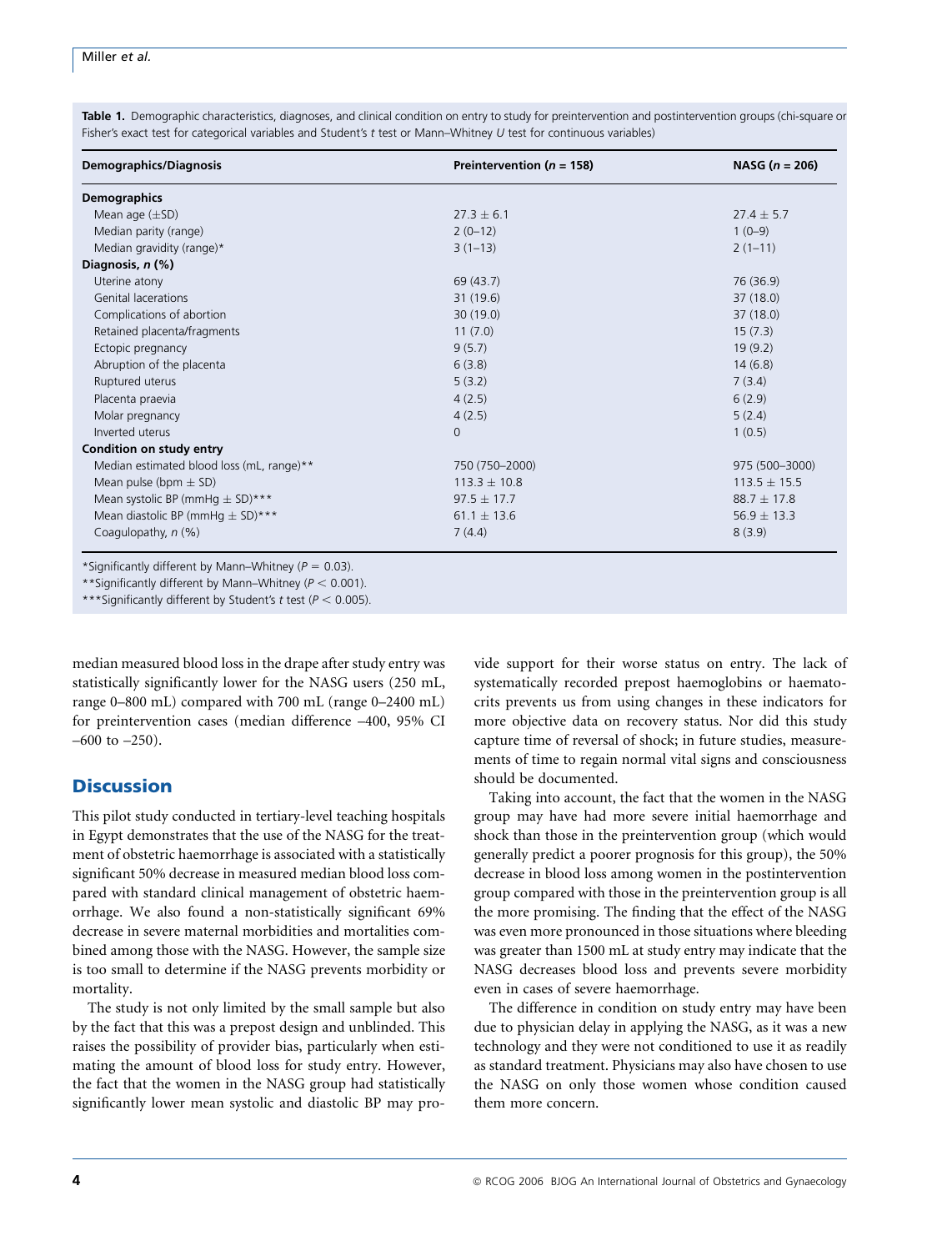**Table 1.** Demographic characteristics, diagnoses, and clinical condition on entry to study for preintervention and postintervention groups (chi-square or Fisher's exact test for categorical variables and Student's *t* test or Mann–Whitney *U* test for continuous variables)

| Demographics/Diagnosis | Preintervention ($n$ = 158) | NASG ($n$ = 206) |
|---|---|---|
| **Demographics** | | |
| Mean age (±SD) | 27.3 ± 6.1 | 27.4 ± 5.7 |
| Median parity (range) | 2 (0–12) | 1 (0–9) |
| Median gravidity (range)* | 3 (1–13) | 2 (1–11) |
| **Diagnosis, *n* (%)** | | |
| Uterine atony | 69 (43.7) | 76 (36.9) |
| Genital lacerations | 31 (19.6) | 37 (18.0) |
| Complications of abortion | 30 (19.0) | 37 (18.0) |
| Retained placenta/fragments | 11 (7.0) | 15 (7.3) |
| Ectopic pregnancy | 9 (5.7) | 19 (9.2) |
| Abruption of the placenta | 6 (3.8) | 14 (6.8) |
| Ruptured uterus | 5 (3.2) | 7 (3.4) |
| Placenta praevia | 4 (2.5) | 6 (2.9) |
| Molar pregnancy | 4 (2.5) | 5 (2.4) |
| Inverted uterus | 0 | 1 (0.5) |
| **Condition on study entry** | | |
| Median estimated blood loss (mL, range)** | 750 (750–2000) | 975 (500–3000) |
| Mean pulse (bpm ± SD) | 113.3 ± 10.8 | 113.5 ± 15.5 |
| Mean systolic BP (mmHg ± SD)*** | 97.5 ± 17.7 | 88.7 ± 17.8 |
| Mean diastolic BP (mmHg ± SD)*** | 61.1 ± 13.6 | 56.9 ± 13.3 |
| Coagulopathy, *n* (%) | 7 (4.4) | 8 (3.9) |

*Significantly different by Mann–Whitney ($P = 0.03$).

**Significantly different by Mann–Whitney ($P < 0.001$).

***Significantly different by Student's *t* test ($P < 0.005$).

median measured blood loss in the drape after study entry was statistically significantly lower for the NASG users (250 mL, range 0–800 mL) compared with 700 mL (range 0–2400 mL) for preintervention cases (median difference –400, 95% CI –600 to –250).

## Discussion

This pilot study conducted in tertiary-level teaching hospitals in Egypt demonstrates that the use of the NASG for the treatment of obstetric haemorrhage is associated with a statistically significant 50% decrease in measured median blood loss compared with standard clinical management of obstetric haemorrhage. We also found a non-statistically significant 69% decrease in severe maternal morbidities and mortalities combined among those with the NASG. However, the sample size is too small to determine if the NASG prevents morbidity or mortality.

The study is not only limited by the small sample but also by the fact that this was a prepost design and unblinded. This raises the possibility of provider bias, particularly when estimating the amount of blood loss for study entry. However, the fact that the women in the NASG group had statistically significantly lower mean systolic and diastolic BP may provide support for their worse status on entry. The lack of systematically recorded prepost haemoglobins or haematocrits prevents us from using changes in these indicators for more objective data on recovery status. Nor did this study capture time of reversal of shock; in future studies, measurements of time to regain normal vital signs and consciousness should be documented.

Taking into account, the fact that the women in the NASG group may have had more severe initial haemorrhage and shock than those in the preintervention group (which would generally predict a poorer prognosis for this group), the 50% decrease in blood loss among women in the postintervention group compared with those in the preintervention group is all the more promising. The finding that the effect of the NASG was even more pronounced in those situations where bleeding was greater than 1500 mL at study entry may indicate that the NASG decreases blood loss and prevents severe morbidity even in cases of severe haemorrhage.

The difference in condition on study entry may have been due to physician delay in applying the NASG, as it was a new technology and they were not conditioned to use it as readily as standard treatment. Physicians may also have chosen to use the NASG on only those women whose condition caused them more concern.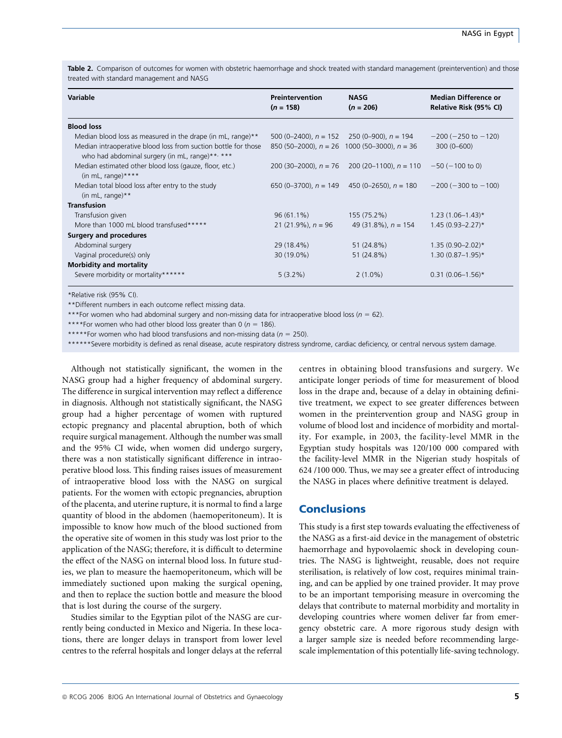**Table 2.** Comparison of outcomes for women with obstetric haemorrhage and shock treated with standard management (preintervention) and those treated with standard management and NASG

| Variable | Preintervention ($n$ = 158) | NASG ($n$ = 206) | Median Difference or Relative Risk (95% CI) |
|---|---|---|---|
| **Blood loss** | | | |
| Median blood loss as measured in the drape (in mL, range)** | 500 (0–2400), $n$ = 152 | 250 (0–900), $n$ = 194 | −200 (−250 to −120) |
| Median intraoperative blood loss from suction bottle for those who had abdominal surgery (in mL, range)**, *** | 850 (50–2000), $n$ = 26 | 1000 (50–3000), $n$ = 36 | 300 (0–600) |
| Median estimated other blood loss (gauze, floor, etc.) (in mL, range)**** | 200 (30–2000), $n$ = 76 | 200 (20–1100), $n$ = 110 | −50 (−100 to 0) |
| Median total blood loss after entry to the study (in mL, range)** | 650 (0–3700), $n$ = 149 | 450 (0–2650), $n$ = 180 | −200 (−300 to −100) |
| **Transfusion** | | | |
| Transfusion given | 96 (61.1%) | 155 (75.2%) | 1.23 (1.06–1.43)* |
| More than 1000 mL blood transfused***** | 21 (21.9%), $n$ = 96 | 49 (31.8%), $n$ = 154 | 1.45 (0.93–2.27)* |
| **Surgery and procedures** | | | |
| Abdominal surgery | 29 (18.4%) | 51 (24.8%) | 1.35 (0.90–2.02)* |
| Vaginal procedure(s) only | 30 (19.0%) | 51 (24.8%) | 1.30 (0.87–1.95)* |
| **Morbidity and mortality** | | | |
| Severe morbidity or mortality****** | 5 (3.2%) | 2 (1.0%) | 0.31 (0.06–1.56)* |

*Relative risk (95% CI).

**Different numbers in each outcome reflect missing data.

***For women who had abdominal surgery and non-missing data for intraoperative blood loss ($n$ = 62).

****For women who had other blood loss greater than 0 ($n$ = 186).

*****For women who had blood transfusions and non-missing data ($n$ = 250).

******Severe morbidity is defined as renal disease, acute respiratory distress syndrome, cardiac deficiency, or central nervous system damage.

Although not statistically significant, the women in the NASG group had a higher frequency of abdominal surgery. The difference in surgical intervention may reflect a difference in diagnosis. Although not statistically significant, the NASG group had a higher percentage of women with ruptured ectopic pregnancy and placental abruption, both of which require surgical management. Although the number was small and the 95% CI wide, when women did undergo surgery, there was a non statistically significant difference in intraoperative blood loss. This finding raises issues of measurement of intraoperative blood loss with the NASG on surgical patients. For the women with ectopic pregnancies, abruption of the placenta, and uterine rupture, it is normal to find a large quantity of blood in the abdomen (haemoperitoneum). It is impossible to know how much of the blood suctioned from the operative site of women in this study was lost prior to the application of the NASG; therefore, it is difficult to determine the effect of the NASG on internal blood loss. In future studies, we plan to measure the haemoperitoneum, which will be immediately suctioned upon making the surgical opening, and then to replace the suction bottle and measure the blood that is lost during the course of the surgery.

Studies similar to the Egyptian pilot of the NASG are currently being conducted in Mexico and Nigeria. In these locations, there are longer delays in transport from lower level centres to the referral hospitals and longer delays at the referral centres in obtaining blood transfusions and surgery. We anticipate longer periods of time for measurement of blood loss in the drape and, because of a delay in obtaining definitive treatment, we expect to see greater differences between women in the preintervention group and NASG group in volume of blood lost and incidence of morbidity and mortality. For example, in 2003, the facility-level MMR in the Egyptian study hospitals was 120/100 000 compared with the facility-level MMR in the Nigerian study hospitals of 624 /100 000. Thus, we may see a greater effect of introducing the NASG in places where definitive treatment is delayed.

## Conclusions

This study is a first step towards evaluating the effectiveness of the NASG as a first-aid device in the management of obstetric haemorrhage and hypovolaemic shock in developing countries. The NASG is lightweight, reusable, does not require sterilisation, is relatively of low cost, requires minimal training, and can be applied by one trained provider. It may prove to be an important temporising measure in overcoming the delays that contribute to maternal morbidity and mortality in developing countries where women deliver far from emergency obstetric care. A more rigorous study design with a larger sample size is needed before recommending large-scale implementation of this potentially life-saving technology.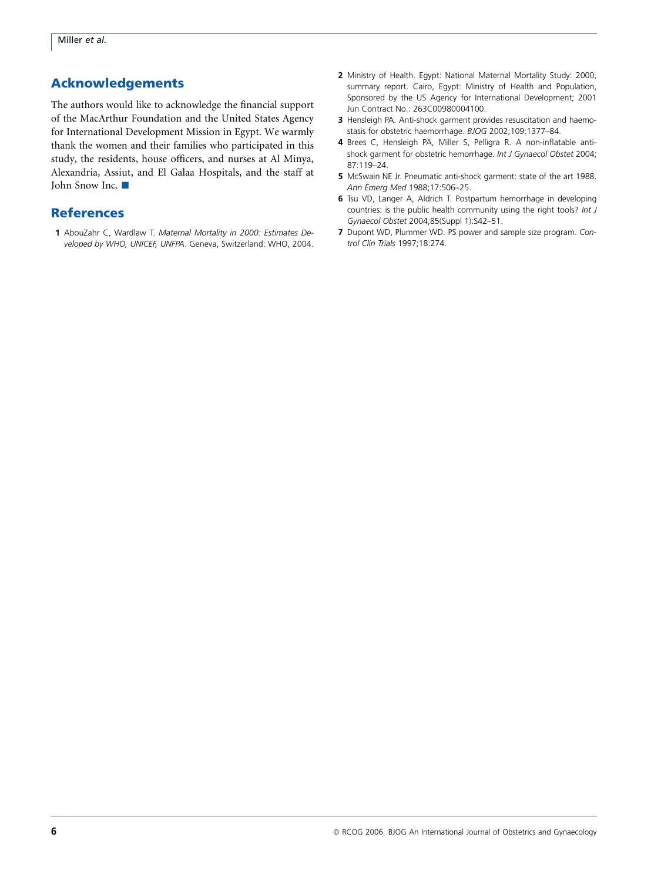## Acknowledgements

The authors would like to acknowledge the financial support of the MacArthur Foundation and the United States Agency for International Development Mission in Egypt. We warmly thank the women and their families who participated in this study, the residents, house officers, and nurses at Al Minya, Alexandria, Assiut, and El Galaa Hospitals, and the staff at John Snow Inc. ■

## References

1 AbouZahr C, Wardlaw T. *Maternal Mortality in 2000: Estimates Developed by WHO, UNICEF, UNFPA*. Geneva, Switzerland: WHO, 2004.

2 Ministry of Health. Egypt: National Maternal Mortality Study: 2000, summary report. Cairo, Egypt: Ministry of Health and Population, Sponsored by the US Agency for International Development; 2001 Jun Contract No.: 263C00980004100.

3 Hensleigh PA. Anti-shock garment provides resuscitation and haemostasis for obstetric haemorrhage. *BJOG* 2002;109:1377–84.

4 Brees C, Hensleigh PA, Miller S, Pelligra R. A non-inflatable anti-shock garment for obstetric hemorrhage. *Int J Gynaecol Obstet* 2004; 87:119–24.

5 McSwain NE Jr. Pneumatic anti-shock garment: state of the art 1988. *Ann Emerg Med* 1988;17:506–25.

6 Tsu VD, Langer A, Aldrich T. Postpartum hemorrhage in developing countries: is the public health community using the right tools? *Int J Gynaecol Obstet* 2004;85(Suppl 1):S42–51.

7 Dupont WD, Plummer WD. PS power and sample size program. *Control Clin Trials* 1997;18:274.